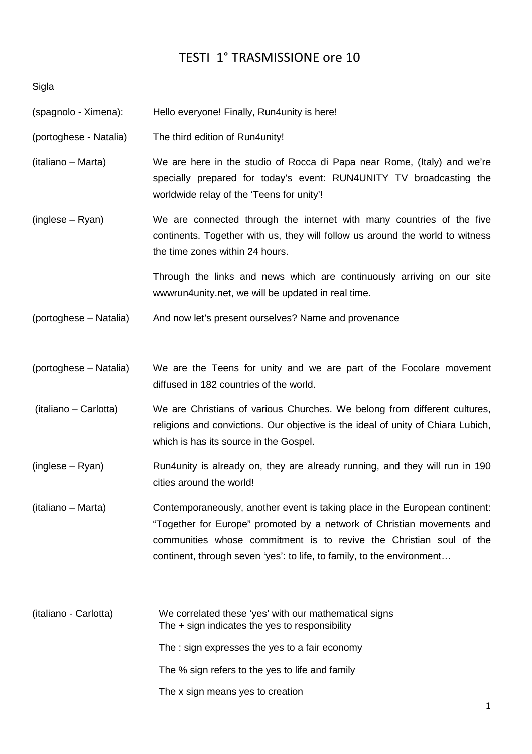# TESTI 1° TRASMISSIONE ore 10

Sigla

(spagnolo - Ximena): Hello everyone! Finally, Run4unity is here!

(portoghese - Natalia) The third edition of Run4unity!

(italiano – Marta) We are here in the studio of Rocca di Papa near Rome, (Italy) and we're specially prepared for today's event: RUN4UNITY TV broadcasting the worldwide relay of the 'Teens for unity'!

(inglese – Ryan) We are connected through the internet with many countries of the five continents. Together with us, they will follow us around the world to witness the time zones within 24 hours.

Through the links and news which are continuously arriving on our site wwwrun4unity.net, we will be updated in real time.

(portoghese – Natalia) And now let's present ourselves? Name and provenance

(portoghese – Natalia) We are the Teens for unity and we are part of the Focolare movement diffused in 182 countries of the world.

(italiano – Carlotta) We are Christians of various Churches. We belong from different cultures, religions and convictions. Our objective is the ideal of unity of Chiara Lubich, which is has its source in the Gospel.

(inglese – Ryan) Run4unity is already on, they are already running, and they will run in 190 cities around the world!

(italiano – Marta) Contemporaneously, another event is taking place in the European continent: "Together for Europe" promoted by a network of Christian movements and communities whose commitment is to revive the Christian soul of the continent, through seven 'yes': to life, to family, to the environment…

(italiano - Carlotta) We correlated these 'yes' with our mathematical signs
The + sign indicates the yes to responsibility

The : sign expresses the yes to a fair economy

The % sign refers to the yes to life and family

The x sign means yes to creation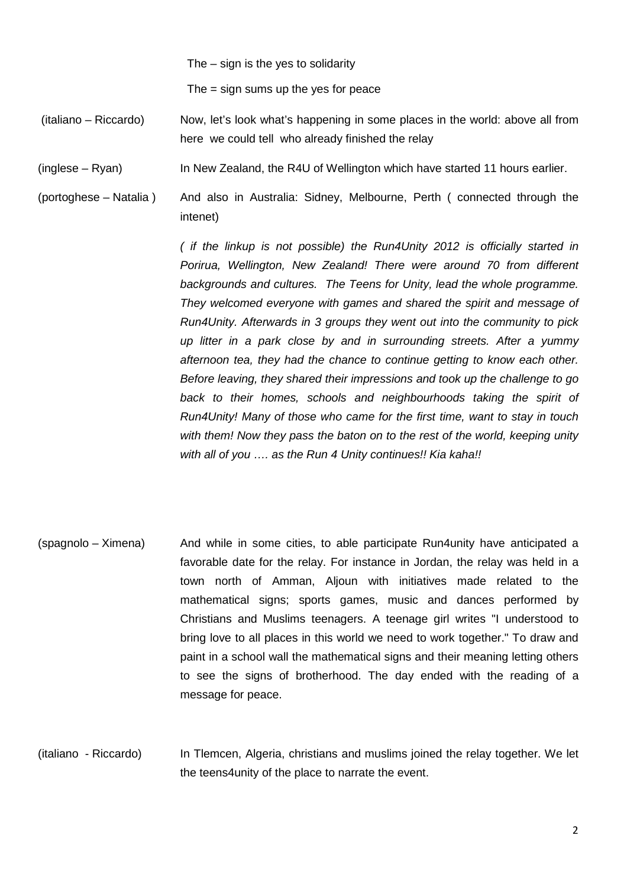The – sign is the yes to solidarity

The = sign sums up the yes for peace

(italiano – Riccardo) Now, let's look what's happening in some places in the world: above all from here we could tell who already finished the relay

(inglese – Ryan) In New Zealand, the R4U of Wellington which have started 11 hours earlier.

(portoghese – Natalia ) And also in Australia: Sidney, Melbourne, Perth ( connected through the intenet)

*( if the linkup is not possible) the Run4Unity 2012 is officially started in Porirua, Wellington, New Zealand! There were around 70 from different backgrounds and cultures. The Teens for Unity, lead the whole programme. They welcomed everyone with games and shared the spirit and message of Run4Unity. Afterwards in 3 groups they went out into the community to pick up litter in a park close by and in surrounding streets. After a yummy afternoon tea, they had the chance to continue getting to know each other. Before leaving, they shared their impressions and took up the challenge to go back to their homes, schools and neighbourhoods taking the spirit of Run4Unity! Many of those who came for the first time, want to stay in touch with them! Now they pass the baton on to the rest of the world, keeping unity with all of you …. as the Run 4 Unity continues!! Kia kaha!!*

(spagnolo – Ximena) And while in some cities, to able participate Run4unity have anticipated a favorable date for the relay. For instance in Jordan, the relay was held in a town north of Amman, Aljoun with initiatives made related to the mathematical signs; sports games, music and dances performed by Christians and Muslims teenagers. A teenage girl writes "I understood to bring love to all places in this world we need to work together." To draw and paint in a school wall the mathematical signs and their meaning letting others to see the signs of brotherhood. The day ended with the reading of a message for peace.

(italiano - Riccardo) In Tlemcen, Algeria, christians and muslims joined the relay together. We let the teens4unity of the place to narrate the event.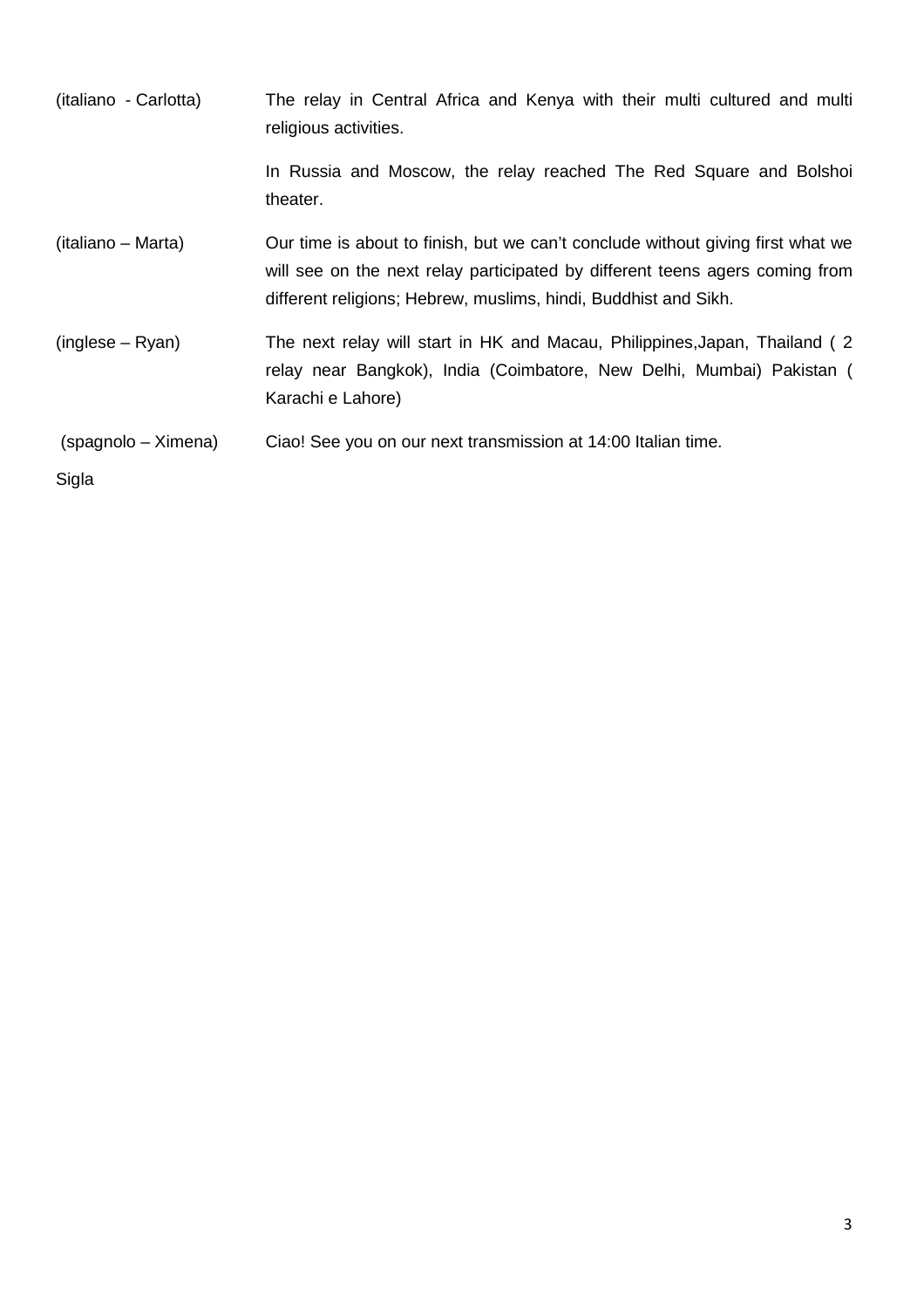| | |
|---|---|
| (italiano - Carlotta) | The relay in Central Africa and Kenya with their multi cultured and multi religious activities.<br><br>In Russia and Moscow, the relay reached The Red Square and Bolshoi theater. |
| (italiano – Marta) | Our time is about to finish, but we can't conclude without giving first what we will see on the next relay participated by different teens agers coming from different religions; Hebrew, muslims, hindi, Buddhist and Sikh. |
| (inglese – Ryan) | The next relay will start in HK and Macau, Philippines,Japan, Thailand ( 2 relay near Bangkok), India (Coimbatore, New Delhi, Mumbai) Pakistan ( Karachi e Lahore) |
| (spagnolo – Ximena) | Ciao! See you on our next transmission at 14:00 Italian time. |

Sigla